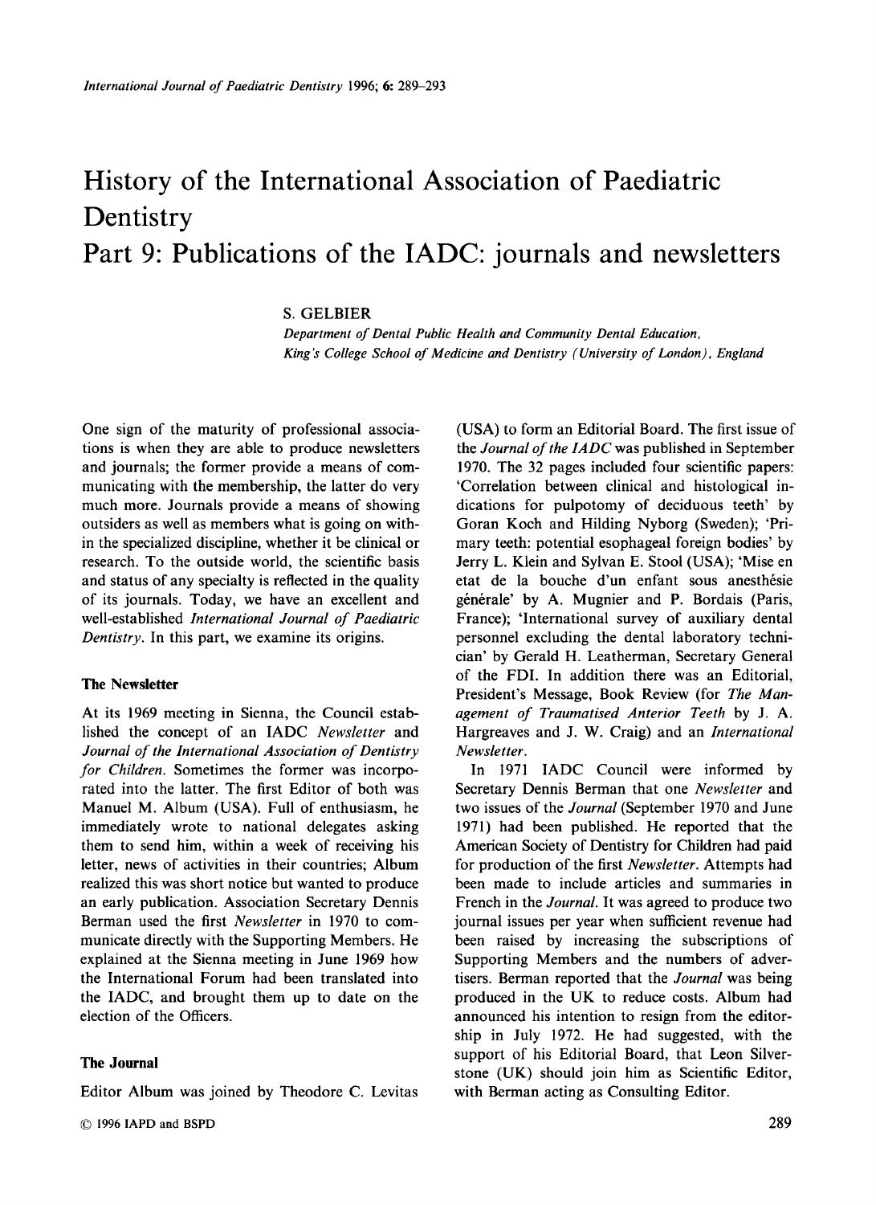# History of the International Association of Paediatric Dentistry

# Part 9: Publications of the IADC: journals and newsletters

S. GELBIER

*Department of Dental Public Health and Community Dental Education, King's College School of Medicine and Dentistry (University of London), England*

One sign of the maturity of professional associations is when they are able to produce newsletters and journals; the former provide a means of communicating with the membership, the latter do very much more. Journals provide a means of showing outsiders as well as members what is going on within the specialized discipline, whether it be clinical or research. To the outside world, the scientific basis and status of any specialty is reflected in the quality of its journals. Today, we have an excellent and well-established *International Journal of Paediatric Dentistry*. In this part, we examine its origins.

## The Newsletter

At its 1969 meeting in Sienna, the Council established the concept of an IADC *Newsletter* and *Journal of the International Association of Dentistry for Children*. Sometimes the former was incorporated into the latter. The first Editor of both was Manuel M. Album (USA). Full of enthusiasm, he immediately wrote to national delegates asking them to send him, within a week of receiving his letter, news of activities in their countries; Album realized this was short notice but wanted to produce an early publication. Association Secretary Dennis Berman used the first *Newsletter* in 1970 to communicate directly with the Supporting Members. He explained at the Sienna meeting in June 1969 how the International Forum had been translated into the IADC, and brought them up to date on the election of the Officers.

## The Journal

Editor Album was joined by Theodore C. Levitas (USA) to form an Editorial Board. The first issue of the *Journal of the IADC* was published in September 1970. The 32 pages included four scientific papers: 'Correlation between clinical and histological indications for pulpotomy of deciduous teeth' by Goran Koch and Hilding Nyborg (Sweden); 'Primary teeth: potential esophageal foreign bodies' by Jerry L. Klein and Sylvan E. Stool (USA); 'Mise en etat de la bouche d'un enfant sous anesthésie générale' by A. Mugnier and P. Bordais (Paris, France); 'International survey of auxiliary dental personnel excluding the dental laboratory technician' by Gerald H. Leatherman, Secretary General of the FDI. In addition there was an Editorial, President's Message, Book Review (for *The Management of Traumatised Anterior Teeth* by J. A. Hargreaves and J. W. Craig) and an *International Newsletter*.

In 1971 IADC Council were informed by Secretary Dennis Berman that one *Newsletter* and two issues of the *Journal* (September 1970 and June 1971) had been published. He reported that the American Society of Dentistry for Children had paid for production of the first *Newsletter*. Attempts had been made to include articles and summaries in French in the *Journal*. It was agreed to produce two journal issues per year when sufficient revenue had been raised by increasing the subscriptions of Supporting Members and the numbers of advertisers. Berman reported that the *Journal* was being produced in the UK to reduce costs. Album had announced his intention to resign from the editorship in July 1972. He had suggested, with the support of his Editorial Board, that Leon Silverstone (UK) should join him as Scientific Editor, with Berman acting as Consulting Editor.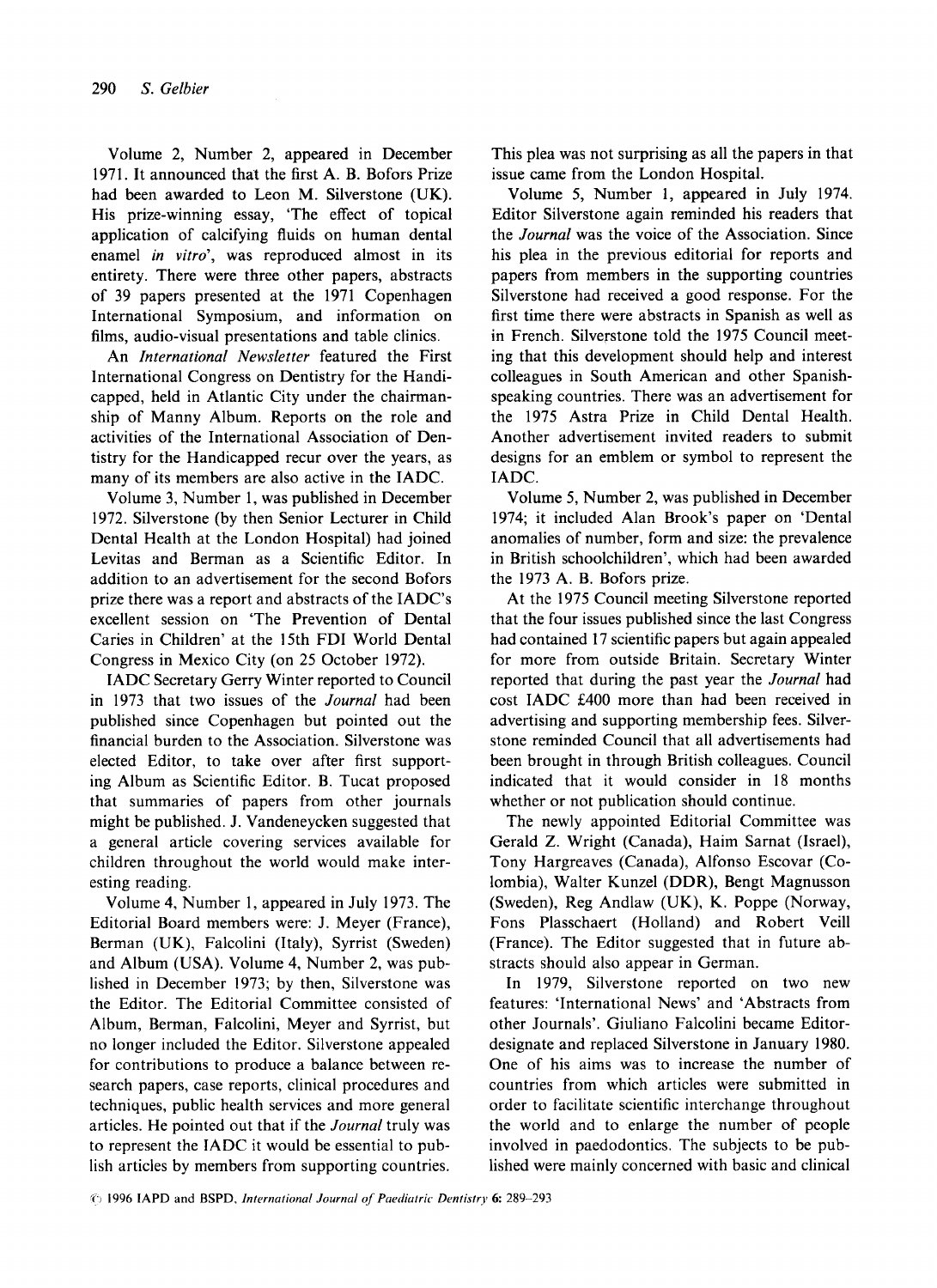Volume 2, Number 2, appeared in December 1971. It announced that the first A. B. Bofors Prize had been awarded to Leon M. Silverstone (UK). His prize-winning essay, 'The effect of topical application of calcifying fluids on human dental enamel *in vitro*', was reproduced almost in its entirety. There were three other papers, abstracts of 39 papers presented at the 1971 Copenhagen International Symposium, and information on films, audio-visual presentations and table clinics.

An *International Newsletter* featured the First International Congress on Dentistry for the Handicapped, held in Atlantic City under the chairmanship of Manny Album. Reports on the role and activities of the International Association of Dentistry for the Handicapped recur over the years, as many of its members are also active in the IADC.

Volume 3, Number 1, was published in December 1972. Silverstone (by then Senior Lecturer in Child Dental Health at the London Hospital) had joined Levitas and Berman as a Scientific Editor. In addition to an advertisement for the second Bofors prize there was a report and abstracts of the IADC's excellent session on 'The Prevention of Dental Caries in Children' at the 15th FDI World Dental Congress in Mexico City (on 25 October 1972).

IADC Secretary Gerry Winter reported to Council in 1973 that two issues of the *Journal* had been published since Copenhagen but pointed out the financial burden to the Association. Silverstone was elected Editor, to take over after first supporting Album as Scientific Editor. B. Tucat proposed that summaries of papers from other journals might be published. J. Vandeneycken suggested that a general article covering services available for children throughout the world would make interesting reading.

Volume 4, Number 1, appeared in July 1973. The Editorial Board members were: J. Meyer (France), Berman (UK), Falcolini (Italy), Syrrist (Sweden) and Album (USA). Volume 4, Number 2, was published in December 1973; by then, Silverstone was the Editor. The Editorial Committee consisted of Album, Berman, Falcolini, Meyer and Syrrist, but no longer included the Editor. Silverstone appealed for contributions to produce a balance between research papers, case reports, clinical procedures and techniques, public health services and more general articles. He pointed out that if the *Journal* truly was to represent the IADC it would be essential to publish articles by members from supporting countries. This plea was not surprising as all the papers in that issue came from the London Hospital.

Volume 5, Number 1, appeared in July 1974. Editor Silverstone again reminded his readers that the *Journal* was the voice of the Association. Since his plea in the previous editorial for reports and papers from members in the supporting countries Silverstone had received a good response. For the first time there were abstracts in Spanish as well as in French. Silverstone told the 1975 Council meeting that this development should help and interest colleagues in South American and other Spanish-speaking countries. There was an advertisement for the 1975 Astra Prize in Child Dental Health. Another advertisement invited readers to submit designs for an emblem or symbol to represent the IADC.

Volume 5, Number 2, was published in December 1974; it included Alan Brook's paper on 'Dental anomalies of number, form and size: the prevalence in British schoolchildren', which had been awarded the 1973 A. B. Bofors prize.

At the 1975 Council meeting Silverstone reported that the four issues published since the last Congress had contained 17 scientific papers but again appealed for more from outside Britain. Secretary Winter reported that during the past year the *Journal* had cost IADC £400 more than had been received in advertising and supporting membership fees. Silverstone reminded Council that all advertisements had been brought in through British colleagues. Council indicated that it would consider in 18 months whether or not publication should continue.

The newly appointed Editorial Committee was Gerald Z. Wright (Canada), Haim Sarnat (Israel), Tony Hargreaves (Canada), Alfonso Escovar (Colombia), Walter Kunzel (DDR), Bengt Magnusson (Sweden), Reg Andlaw (UK), K. Poppe (Norway, Fons Plasschaert (Holland) and Robert Veill (France). The Editor suggested that in future abstracts should also appear in German.

In 1979, Silverstone reported on two new features: 'International News' and 'Abstracts from other Journals'. Giuliano Falcolini became Editor-designate and replaced Silverstone in January 1980. One of his aims was to increase the number of countries from which articles were submitted in order to facilitate scientific interchange throughout the world and to enlarge the number of people involved in paedodontics. The subjects to be published were mainly concerned with basic and clinical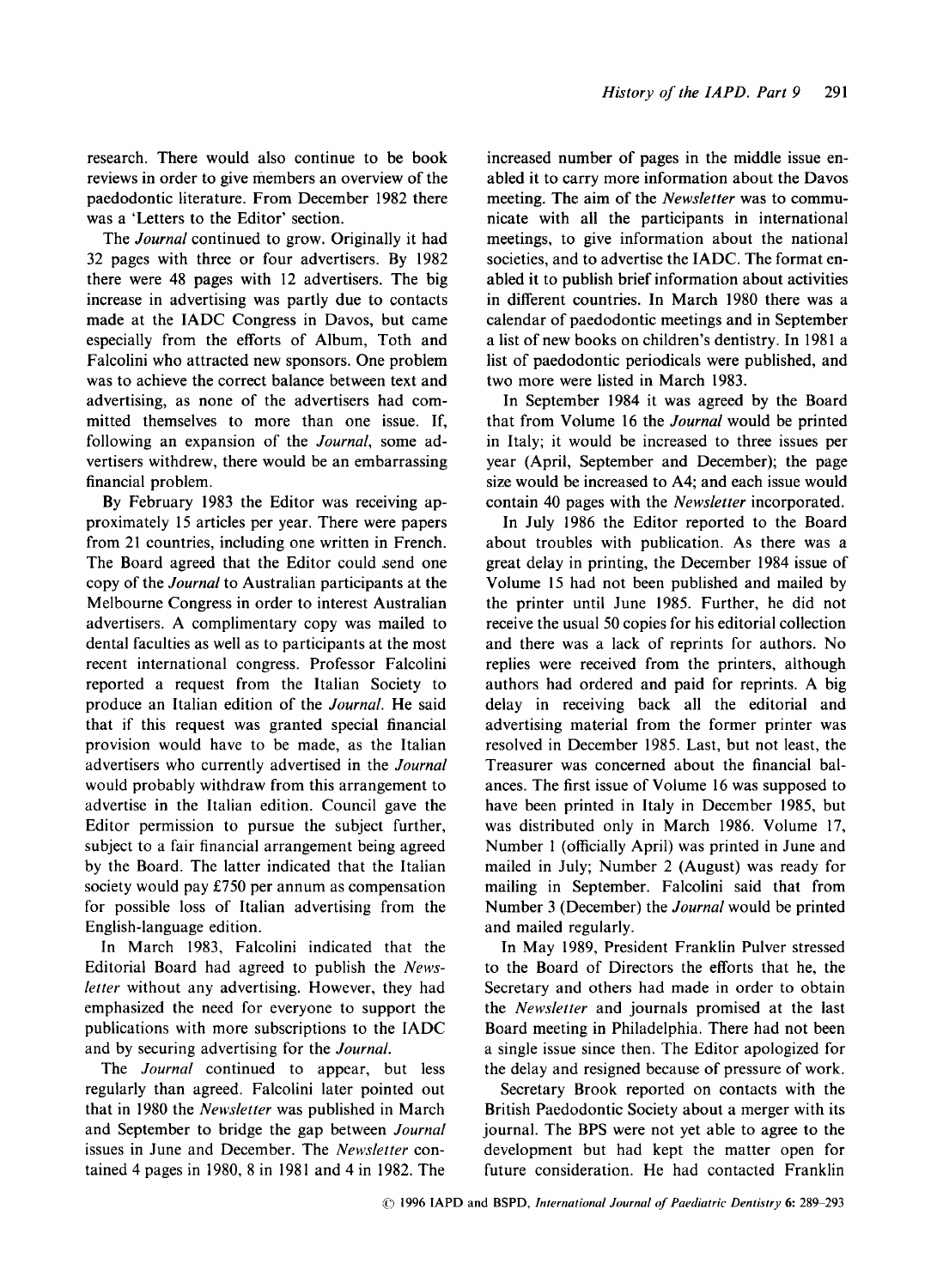research. There would also continue to be book reviews in order to give members an overview of the paedodontic literature. From December 1982 there was a 'Letters to the Editor' section.

The *Journal* continued to grow. Originally it had 32 pages with three or four advertisers. By 1982 there were 48 pages with 12 advertisers. The big increase in advertising was partly due to contacts made at the IADC Congress in Davos, but came especially from the efforts of Album, Toth and Falcolini who attracted new sponsors. One problem was to achieve the correct balance between text and advertising, as none of the advertisers had committed themselves to more than one issue. If, following an expansion of the *Journal*, some advertisers withdrew, there would be an embarrassing financial problem.

By February 1983 the Editor was receiving approximately 15 articles per year. There were papers from 21 countries, including one written in French. The Board agreed that the Editor could send one copy of the *Journal* to Australian participants at the Melbourne Congress in order to interest Australian advertisers. A complimentary copy was mailed to dental faculties as well as to participants at the most recent international congress. Professor Falcolini reported a request from the Italian Society to produce an Italian edition of the *Journal*. He said that if this request was granted special financial provision would have to be made, as the Italian advertisers who currently advertised in the *Journal* would probably withdraw from this arrangement to advertise in the Italian edition. Council gave the Editor permission to pursue the subject further, subject to a fair financial arrangement being agreed by the Board. The latter indicated that the Italian society would pay £750 per annum as compensation for possible loss of Italian advertising from the English-language edition.

In March 1983, Falcolini indicated that the Editorial Board had agreed to publish the *Newsletter* without any advertising. However, they had emphasized the need for everyone to support the publications with more subscriptions to the IADC and by securing advertising for the *Journal*.

The *Journal* continued to appear, but less regularly than agreed. Falcolini later pointed out that in 1980 the *Newsletter* was published in March and September to bridge the gap between *Journal* issues in June and December. The *Newsletter* contained 4 pages in 1980, 8 in 1981 and 4 in 1982. The increased number of pages in the middle issue enabled it to carry more information about the Davos meeting. The aim of the *Newsletter* was to communicate with all the participants in international meetings, to give information about the national societies, and to advertise the IADC. The format enabled it to publish brief information about activities in different countries. In March 1980 there was a calendar of paedodontic meetings and in September a list of new books on children's dentistry. In 1981 a list of paedodontic periodicals were published, and two more were listed in March 1983.

In September 1984 it was agreed by the Board that from Volume 16 the *Journal* would be printed in Italy; it would be increased to three issues per year (April, September and December); the page size would be increased to A4; and each issue would contain 40 pages with the *Newsletter* incorporated.

In July 1986 the Editor reported to the Board about troubles with publication. As there was a great delay in printing, the December 1984 issue of Volume 15 had not been published and mailed by the printer until June 1985. Further, he did not receive the usual 50 copies for his editorial collection and there was a lack of reprints for authors. No replies were received from the printers, although authors had ordered and paid for reprints. A big delay in receiving back all the editorial and advertising material from the former printer was resolved in December 1985. Last, but not least, the Treasurer was concerned about the financial balances. The first issue of Volume 16 was supposed to have been printed in Italy in December 1985, but was distributed only in March 1986. Volume 17, Number 1 (officially April) was printed in June and mailed in July; Number 2 (August) was ready for mailing in September. Falcolini said that from Number 3 (December) the *Journal* would be printed and mailed regularly.

In May 1989, President Franklin Pulver stressed to the Board of Directors the efforts that he, the Secretary and others had made in order to obtain the *Newsletter* and journals promised at the last Board meeting in Philadelphia. There had not been a single issue since then. The Editor apologized for the delay and resigned because of pressure of work.

Secretary Brook reported on contacts with the British Paedodontic Society about a merger with its journal. The BPS were not yet able to agree to the development but had kept the matter open for future consideration. He had contacted Franklin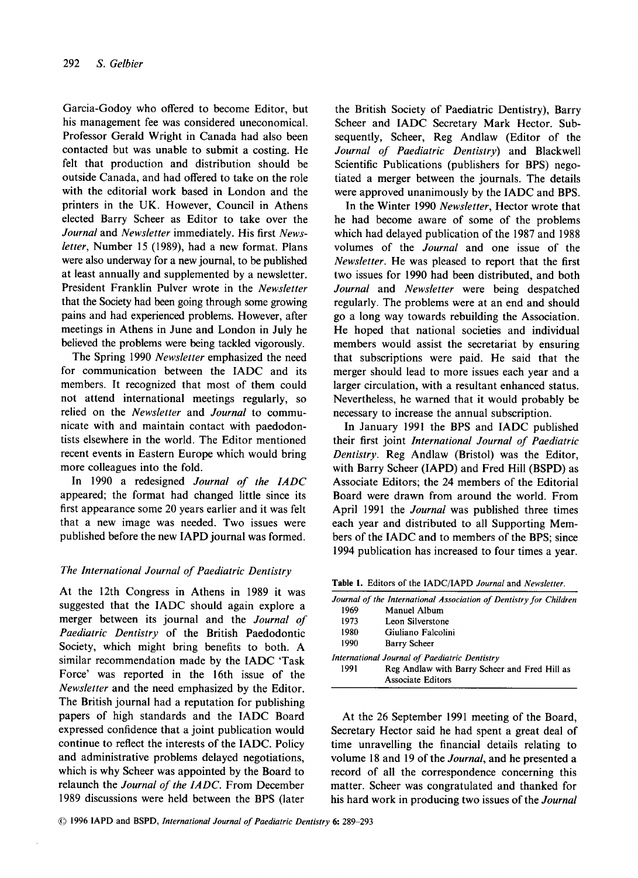Garcia-Godoy who offered to become Editor, but his management fee was considered uneconomical. Professor Gerald Wright in Canada had also been contacted but was unable to submit a costing. He felt that production and distribution should be outside Canada, and had offered to take on the role with the editorial work based in London and the printers in the UK. However, Council in Athens elected Barry Scheer as Editor to take over the *Journal* and *Newsletter* immediately. His first *Newsletter*, Number 15 (1989), had a new format. Plans were also underway for a new journal, to be published at least annually and supplemented by a newsletter. President Franklin Pulver wrote in the *Newsletter* that the Society had been going through some growing pains and had experienced problems. However, after meetings in Athens in June and London in July he believed the problems were being tackled vigorously.

The Spring 1990 *Newsletter* emphasized the need for communication between the IADC and its members. It recognized that most of them could not attend international meetings regularly, so relied on the *Newsletter* and *Journal* to communicate with and maintain contact with paedodontists elsewhere in the world. The Editor mentioned recent events in Eastern Europe which would bring more colleagues into the fold.

In 1990 a redesigned *Journal of the IADC* appeared; the format had changed little since its first appearance some 20 years earlier and it was felt that a new image was needed. Two issues were published before the new IAPD journal was formed.

### *The International Journal of Paediatric Dentistry*

At the 12th Congress in Athens in 1989 it was suggested that the IADC should again explore a merger between its journal and the *Journal of Paediatric Dentistry* of the British Paedodontic Society, which might bring benefits to both. A similar recommendation made by the IADC 'Task Force' was reported in the 16th issue of the *Newsletter* and the need emphasized by the Editor. The British journal had a reputation for publishing papers of high standards and the IADC Board expressed confidence that a joint publication would continue to reflect the interests of the IADC. Policy and administrative problems delayed negotiations, which is why Scheer was appointed by the Board to relaunch the *Journal of the IADC*. From December 1989 discussions were held between the BPS (later the British Society of Paediatric Dentistry), Barry Scheer and IADC Secretary Mark Hector. Subsequently, Scheer, Reg Andlaw (Editor of the *Journal of Paediatric Dentistry*) and Blackwell Scientific Publications (publishers for BPS) negotiated a merger between the journals. The details were approved unanimously by the IADC and BPS.

In the Winter 1990 *Newsletter*, Hector wrote that he had become aware of some of the problems which had delayed publication of the 1987 and 1988 volumes of the *Journal* and one issue of the *Newsletter*. He was pleased to report that the first two issues for 1990 had been distributed, and both *Journal* and *Newsletter* were being despatched regularly. The problems were at an end and should go a long way towards rebuilding the Association. He hoped that national societies and individual members would assist the secretariat by ensuring that subscriptions were paid. He said that the merger should lead to more issues each year and a larger circulation, with a resultant enhanced status. Nevertheless, he warned that it would probably be necessary to increase the annual subscription.

In January 1991 the BPS and IADC published their first joint *International Journal of Paediatric Dentistry*. Reg Andlaw (Bristol) was the Editor, with Barry Scheer (IAPD) and Fred Hill (BSPD) as Associate Editors; the 24 members of the Editorial Board were drawn from around the world. From April 1991 the *Journal* was published three times each year and distributed to all Supporting Members of the IADC and to members of the BPS; since 1994 publication has increased to four times a year.

**Table 1.** Editors of the IADC/IAPD *Journal* and *Newsletter*.

| | |
|---|---|
| *Journal of the International Association of Dentistry for Children* | |
| 1969 | Manuel Album |
| 1973 | Leon Silverstone |
| 1980 | Giuliano Falcolini |
| 1990 | Barry Scheer |
| *International Journal of Paediatric Dentistry* | |
| 1991 | Reg Andlaw with Barry Scheer and Fred Hill as Associate Editors |

At the 26 September 1991 meeting of the Board, Secretary Hector said he had spent a great deal of time unravelling the financial details relating to volume 18 and 19 of the *Journal*, and he presented a record of all the correspondence concerning this matter. Scheer was congratulated and thanked for his hard work in producing two issues of the *Journal*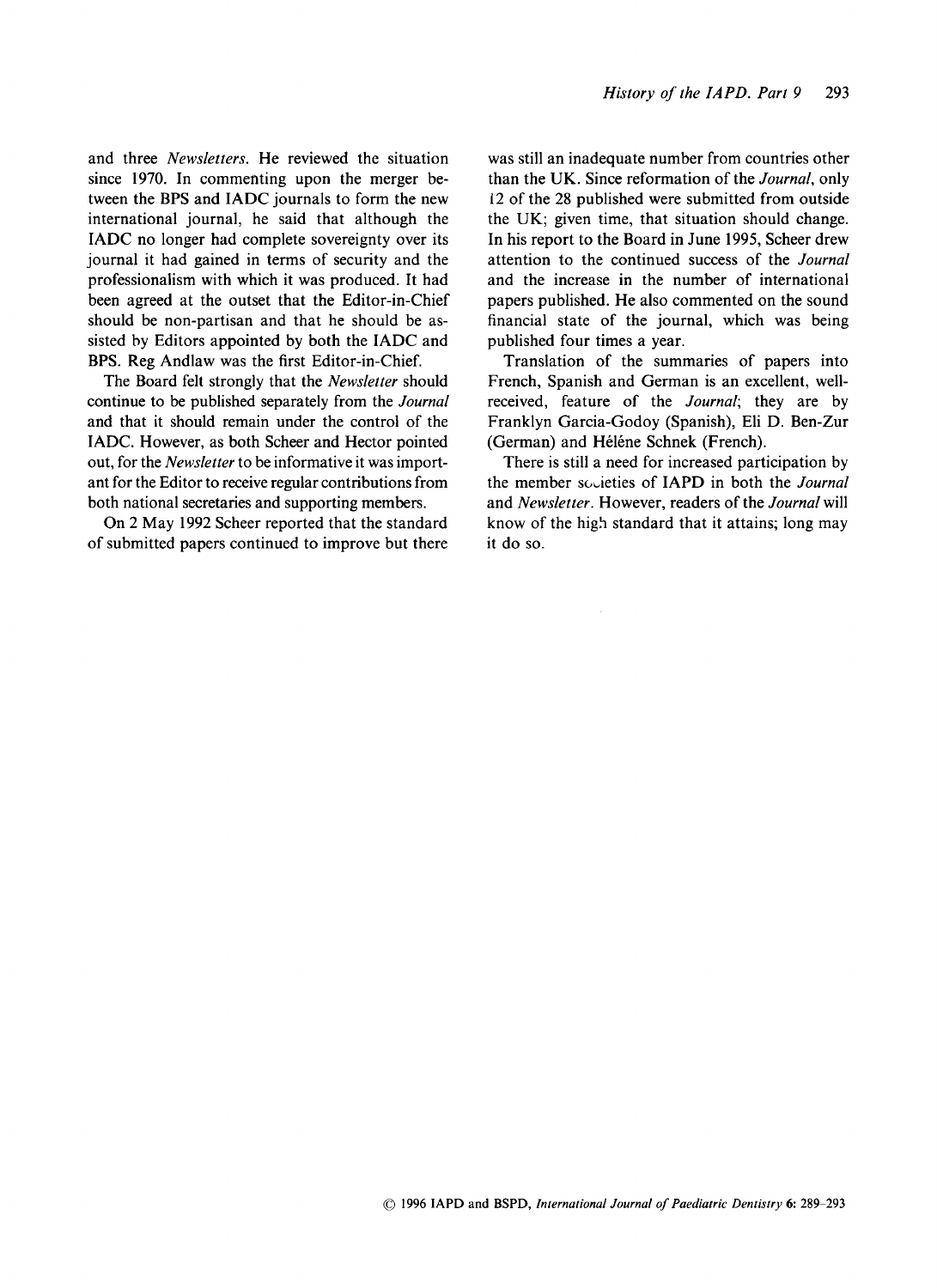and three *Newsletters*. He reviewed the situation since 1970. In commenting upon the merger between the BPS and IADC journals to form the new international journal, he said that although the IADC no longer had complete sovereignty over its journal it had gained in terms of security and the professionalism with which it was produced. It had been agreed at the outset that the Editor-in-Chief should be non-partisan and that he should be assisted by Editors appointed by both the IADC and BPS. Reg Andlaw was the first Editor-in-Chief.

The Board felt strongly that the *Newsletter* should continue to be published separately from the *Journal* and that it should remain under the control of the IADC. However, as both Scheer and Hector pointed out, for the *Newsletter* to be informative it was important for the Editor to receive regular contributions from both national secretaries and supporting members.

On 2 May 1992 Scheer reported that the standard of submitted papers continued to improve but there was still an inadequate number from countries other than the UK. Since reformation of the *Journal*, only 12 of the 28 published were submitted from outside the UK; given time, that situation should change. In his report to the Board in June 1995, Scheer drew attention to the continued success of the *Journal* and the increase in the number of international papers published. He also commented on the sound financial state of the journal, which was being published four times a year.

Translation of the summaries of papers into French, Spanish and German is an excellent, well-received, feature of the *Journal*; they are by Franklyn Garcia-Godoy (Spanish), Eli D. Ben-Zur (German) and Hélène Schnek (French).

There is still a need for increased participation by the member societies of IAPD in both the *Journal* and *Newsletter*. However, readers of the *Journal* will know of the high standard that it attains; long may it do so.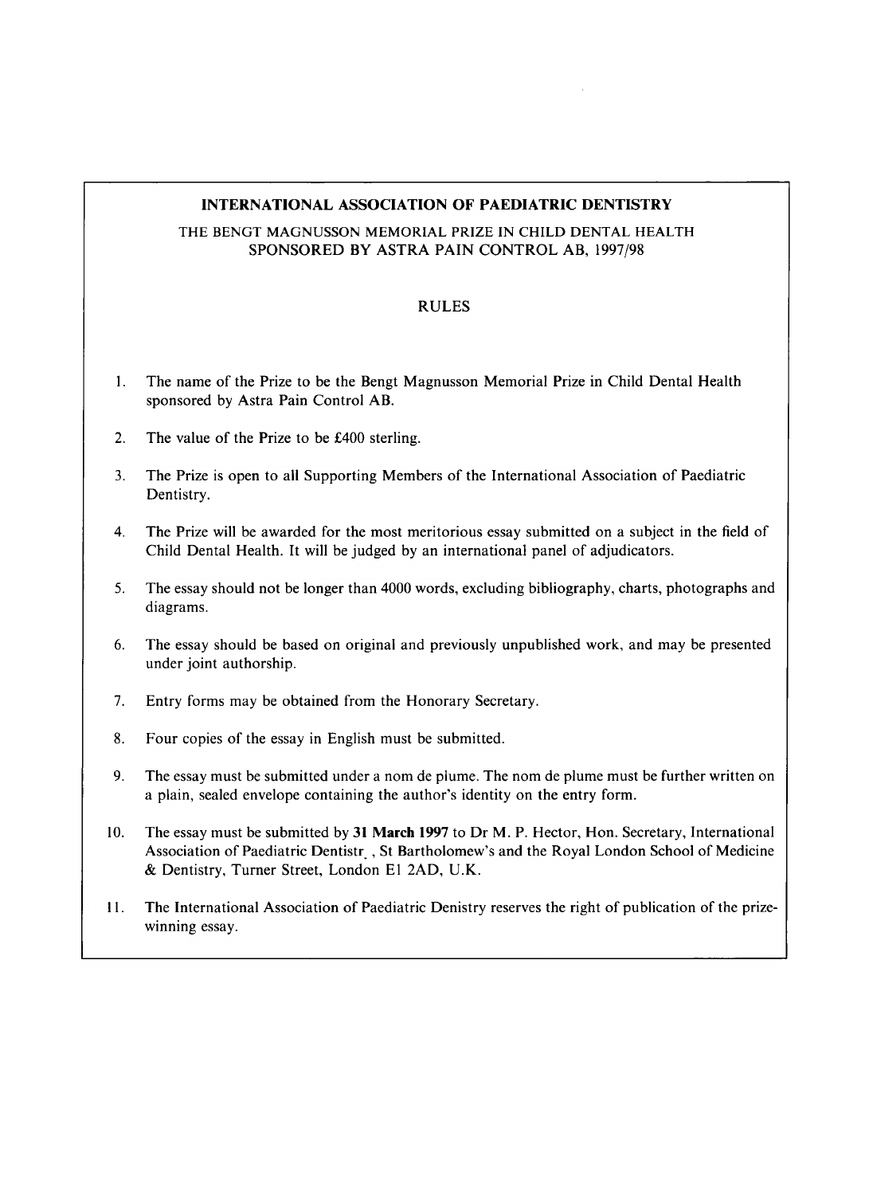## INTERNATIONAL ASSOCIATION OF PAEDIATRIC DENTISTRY

### THE BENGT MAGNUSSON MEMORIAL PRIZE IN CHILD DENTAL HEALTH SPONSORED BY ASTRA PAIN CONTROL AB, 1997/98

### RULES

1. The name of the Prize to be the Bengt Magnusson Memorial Prize in Child Dental Health sponsored by Astra Pain Control AB.

2. The value of the Prize to be £400 sterling.

3. The Prize is open to all Supporting Members of the International Association of Paediatric Dentistry.

4. The Prize will be awarded for the most meritorious essay submitted on a subject in the field of Child Dental Health. It will be judged by an international panel of adjudicators.

5. The essay should not be longer than 4000 words, excluding bibliography, charts, photographs and diagrams.

6. The essay should be based on original and previously unpublished work, and may be presented under joint authorship.

7. Entry forms may be obtained from the Honorary Secretary.

8. Four copies of the essay in English must be submitted.

9. The essay must be submitted under a nom de plume. The nom de plume must be further written on a plain, sealed envelope containing the author's identity on the entry form.

10. The essay must be submitted by **31 March 1997** to Dr M. P. Hector, Hon. Secretary, International Association of Paediatric Dentistr_ , St Bartholomew's and the Royal London School of Medicine & Dentistry, Turner Street, London E1 2AD, U.K.

11. The International Association of Paediatric Denistry reserves the right of publication of the prize-winning essay.